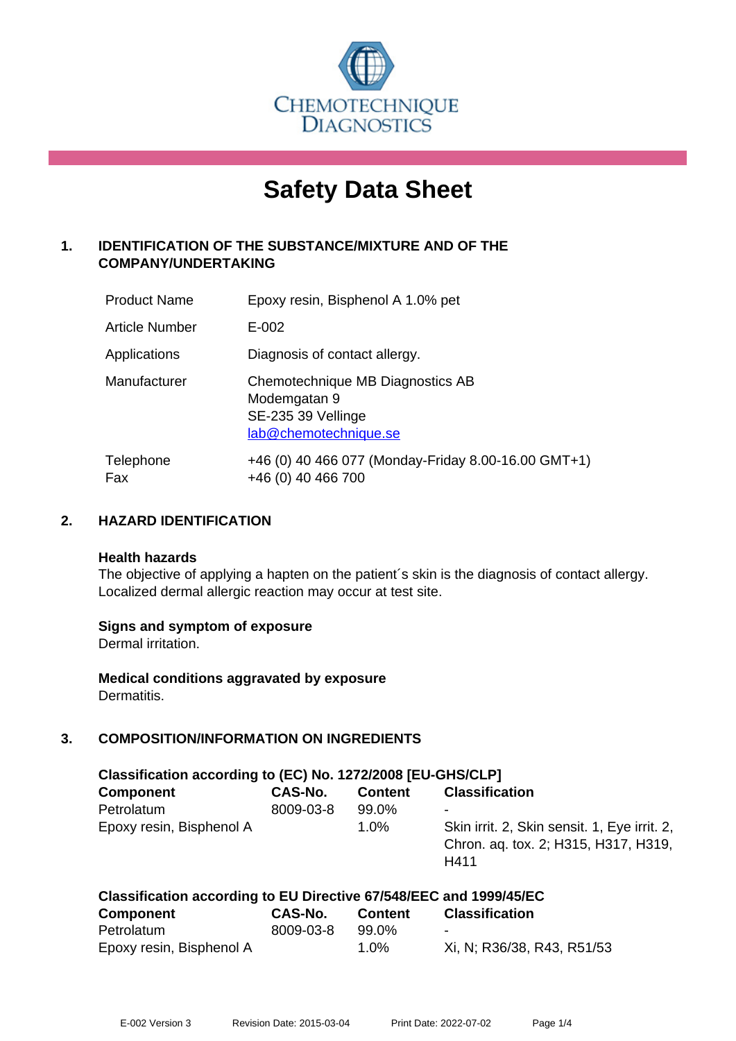CHEMOTECHNIQUE DIAGNOSTICS

# Safety Data Sheet

## 1. IDENTIFICATION OF THE SUBSTANCE/MIXTURE AND OF THE COMPANY/UNDERTAKING

| | |
|---|---|
| Product Name | Epoxy resin, Bisphenol A 1.0% pet |
| Article Number | E-002 |
| Applications | Diagnosis of contact allergy. |
| Manufacturer | Chemotechnique MB Diagnostics AB<br>Modemgatan 9<br>SE-235 39 Vellinge<br>lab@chemotechnique.se |
| Telephone<br>Fax | +46 (0) 40 466 077 (Monday-Friday 8.00-16.00 GMT+1)<br>+46 (0) 40 466 700 |

## 2. HAZARD IDENTIFICATION

**Health hazards**
The objective of applying a hapten on the patient´s skin is the diagnosis of contact allergy. Localized dermal allergic reaction may occur at test site.

**Signs and symptom of exposure**
Dermal irritation.

**Medical conditions aggravated by exposure**
Dermatitis.

## 3. COMPOSITION/INFORMATION ON INGREDIENTS

**Classification according to (EC) No. 1272/2008 [EU-GHS/CLP]**

| Component | CAS-No. | Content | Classification |
|---|---|---|---|
| Petrolatum | 8009-03-8 | 99.0% | - |
| Epoxy resin, Bisphenol A | | 1.0% | Skin irrit. 2, Skin sensit. 1, Eye irrit. 2, Chron. aq. tox. 2; H315, H317, H319, H411 |

**Classification according to EU Directive 67/548/EEC and 1999/45/EC**

| Component | CAS-No. | Content | Classification |
|---|---|---|---|
| Petrolatum | 8009-03-8 | 99.0% | - |
| Epoxy resin, Bisphenol A | | 1.0% | Xi, N; R36/38, R43, R51/53 |

E-002 Version 3 Revision Date: 2015-03-04 Print Date: 2022-07-02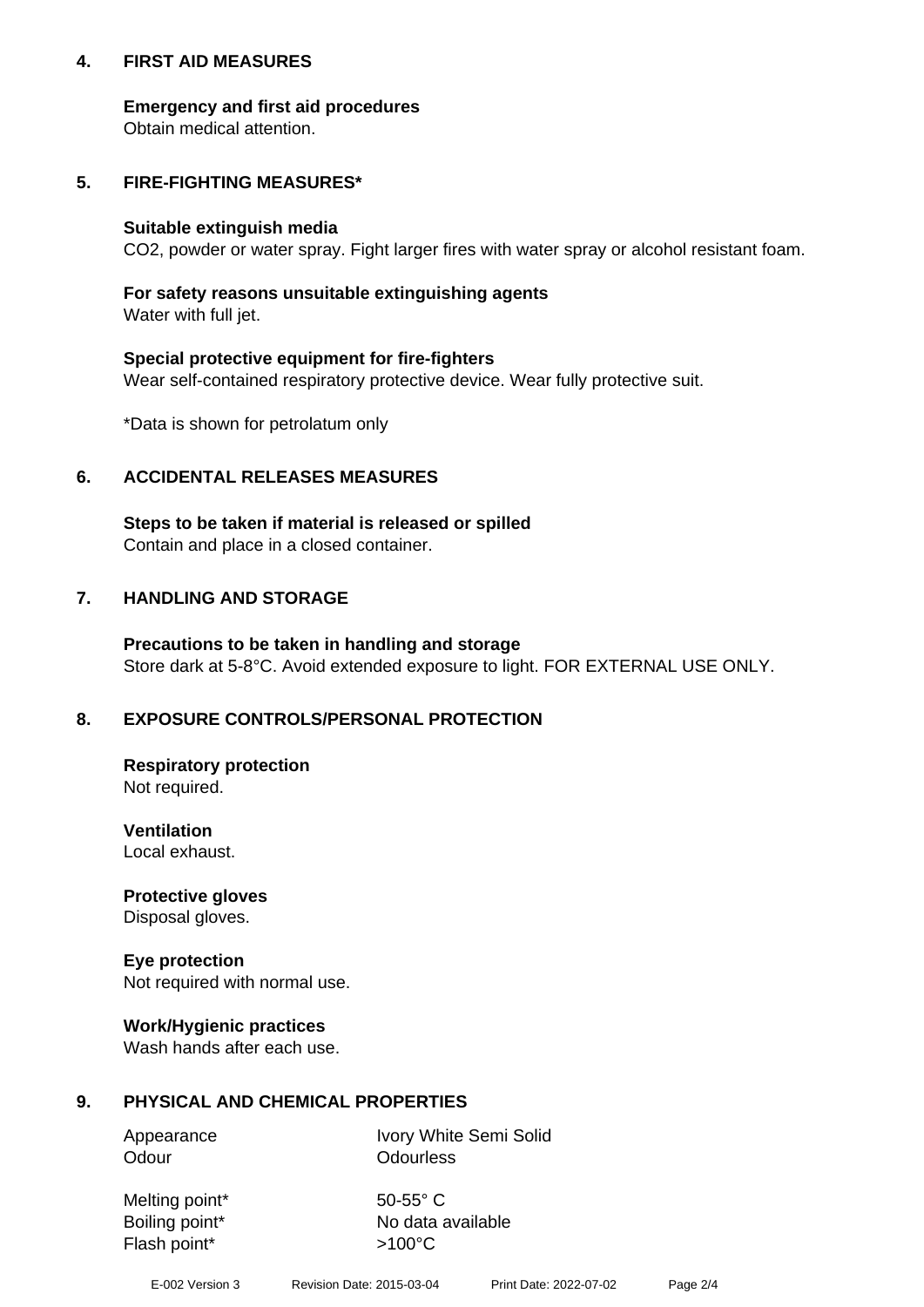## 4. FIRST AID MEASURES

**Emergency and first aid procedures**
Obtain medical attention.

## 5. FIRE-FIGHTING MEASURES*

**Suitable extinguish media**
$CO_2$, powder or water spray. Fight larger fires with water spray or alcohol resistant foam.

**For safety reasons unsuitable extinguishing agents**
Water with full jet.

**Special protective equipment for fire-fighters**
Wear self-contained respiratory protective device. Wear fully protective suit.

*Data is shown for petrolatum only

## 6. ACCIDENTAL RELEASES MEASURES

**Steps to be taken if material is released or spilled**
Contain and place in a closed container.

## 7. HANDLING AND STORAGE

**Precautions to be taken in handling and storage**
Store dark at 5-8°C. Avoid extended exposure to light. FOR EXTERNAL USE ONLY.

## 8. EXPOSURE CONTROLS/PERSONAL PROTECTION

**Respiratory protection**
Not required.

**Ventilation**
Local exhaust.

**Protective gloves**
Disposal gloves.

**Eye protection**
Not required with normal use.

**Work/Hygienic practices**
Wash hands after each use.

## 9. PHYSICAL AND CHEMICAL PROPERTIES

| | |
|---|---|
| Appearance | Ivory White Semi Solid |
| Odour | Odourless |
| Melting point* | 50-55° C |
| Boiling point* | No data available |
| Flash point* | >100°C |

E-002 Version 3 Revision Date: 2015-03-04 Print Date: 2022-07-02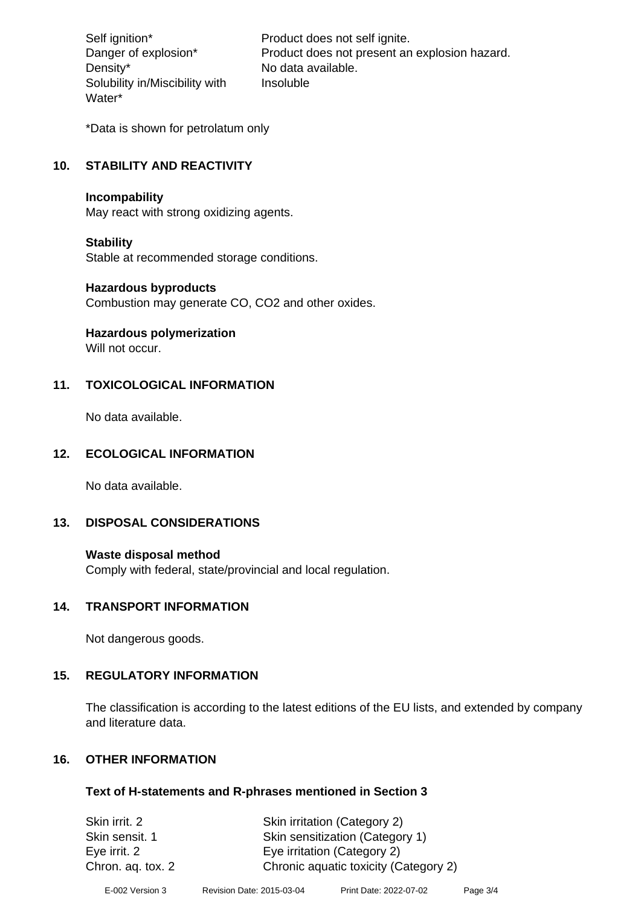| | |
|---|---|
| Self ignition* | Product does not self ignite. |
| Danger of explosion* | Product does not present an explosion hazard. |
| Density* | No data available. |
| Solubility in/Miscibility with Water* | Insoluble |

*Data is shown for petrolatum only

## 10. STABILITY AND REACTIVITY

**Incompability**
May react with strong oxidizing agents.

**Stability**
Stable at recommended storage conditions.

**Hazardous byproducts**
Combustion may generate CO, $CO_2$ and other oxides.

**Hazardous polymerization**
Will not occur.

## 11. TOXICOLOGICAL INFORMATION

No data available.

## 12. ECOLOGICAL INFORMATION

No data available.

## 13. DISPOSAL CONSIDERATIONS

**Waste disposal method**
Comply with federal, state/provincial and local regulation.

## 14. TRANSPORT INFORMATION

Not dangerous goods.

## 15. REGULATORY INFORMATION

The classification is according to the latest editions of the EU lists, and extended by company and literature data.

## 16. OTHER INFORMATION

### Text of H-statements and R-phrases mentioned in Section 3

| | |
|---|---|
| Skin irrit. 2 | Skin irritation (Category 2) |
| Skin sensit. 1 | Skin sensitization (Category 1) |
| Eye irrit. 2 | Eye irritation (Category 2) |
| Chron. aq. tox. 2 | Chronic aquatic toxicity (Category 2) |

E-002 Version 3 Revision Date: 2015-03-04 Print Date: 2022-07-02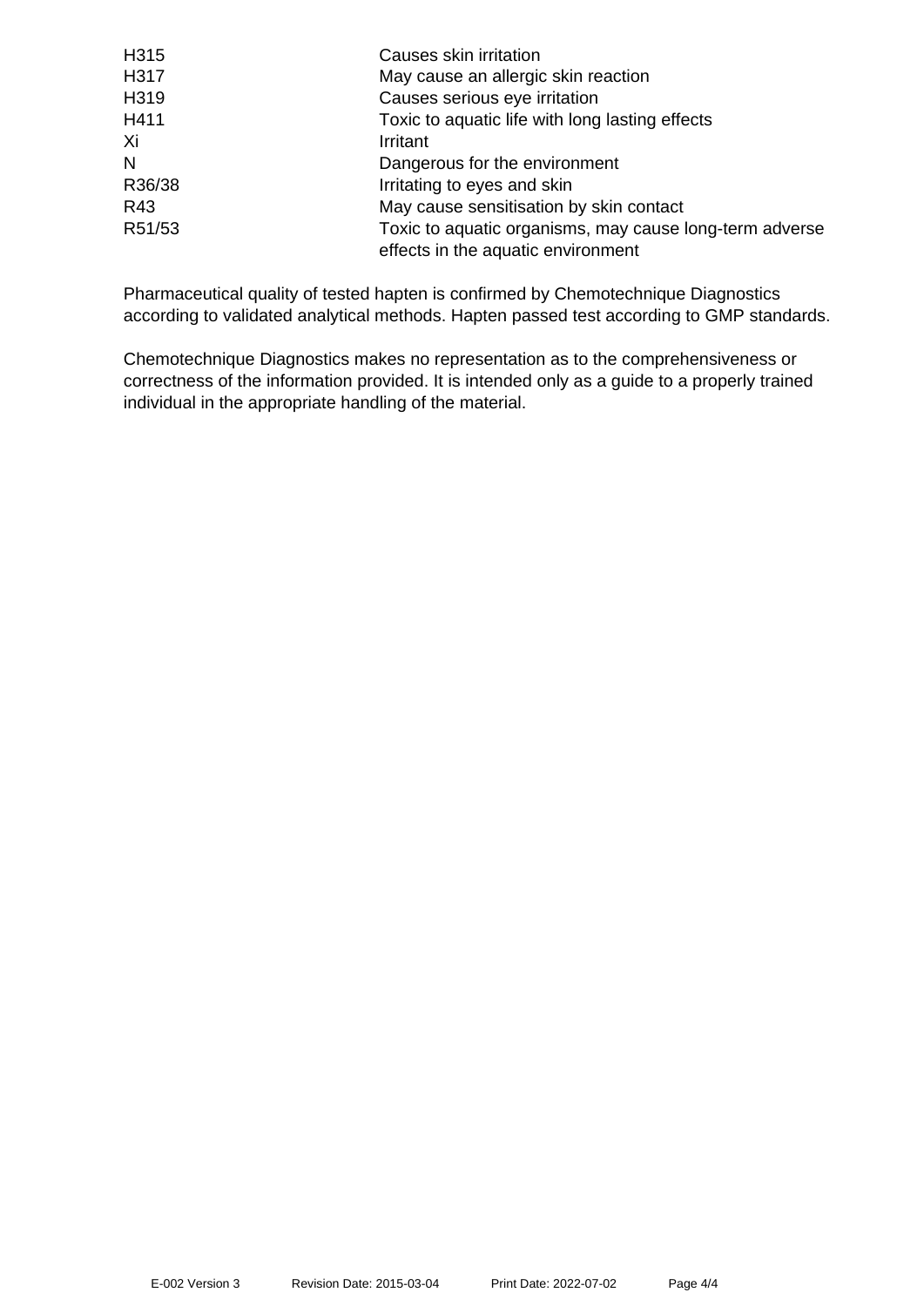| | |
|---|---|
| H315 | Causes skin irritation |
| H317 | May cause an allergic skin reaction |
| H319 | Causes serious eye irritation |
| H411 | Toxic to aquatic life with long lasting effects |
| Xi | Irritant |
| N | Dangerous for the environment |
| R36/38 | Irritating to eyes and skin |
| R43 | May cause sensitisation by skin contact |
| R51/53 | Toxic to aquatic organisms, may cause long-term adverse effects in the aquatic environment |

Pharmaceutical quality of tested hapten is confirmed by Chemotechnique Diagnostics according to validated analytical methods. Hapten passed test according to GMP standards.

Chemotechnique Diagnostics makes no representation as to the comprehensiveness or correctness of the information provided. It is intended only as a guide to a properly trained individual in the appropriate handling of the material.